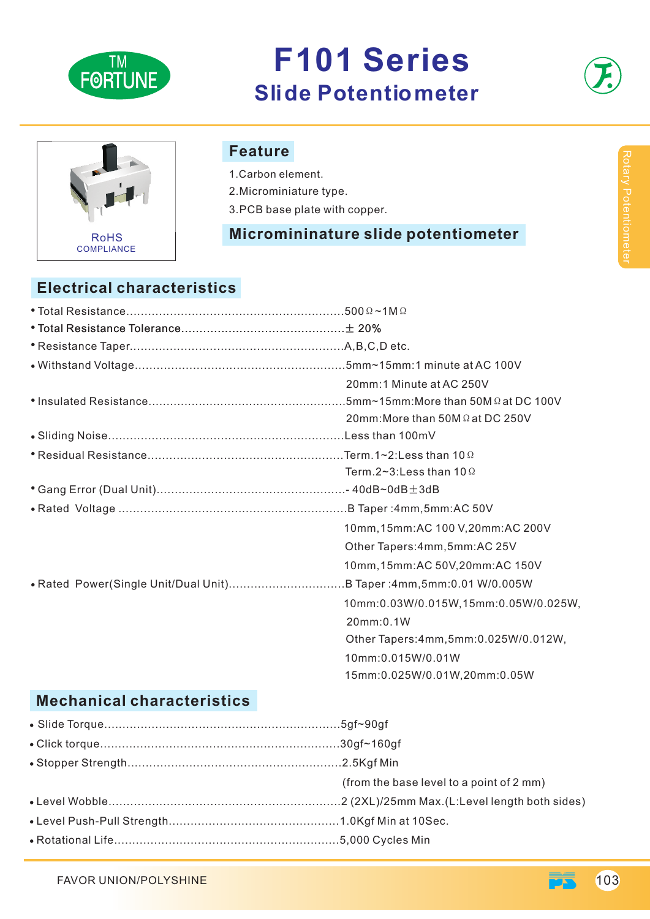# F101 Series

## Slide Potentiometer

RoHS COMPLIANCE

## Feature

1. Carbon element.
2. Microminiature type.
3. PCB base plate with copper.

## Micromininature slide potentiometer

## Electrical characteristics

- Total Resistance............................................................500Ω~1MΩ
- Total Resistance Tolerance............................................± 20%
- Resistance Taper..........................................................A,B,C,D etc.
- Withstand Voltage.........................................................5mm~15mm:1 minute at AC 100V
  20mm:1 Minute at AC 250V
- Insulated Resistance.....................................................5mm~15mm:More than 50MΩ at DC 100V
  20mm:More than 50MΩ at DC 250V
- Sliding Noise................................................................Less than 100mV
- Residual Resistance.....................................................Term.1~2:Less than 10Ω
  Term.2~3:Less than 10Ω
- Gang Error (Dual Unit)...................................................- 40dB~0dB±3dB
- Rated Voltage ..............................................................B Taper :4mm,5mm:AC 50V
  10mm,15mm:AC 100 V,20mm:AC 200V
  Other Tapers:4mm,5mm:AC 25V
  10mm,15mm:AC 50V,20mm:AC 150V
- Rated Power(Single Unit/Dual Unit)................................B Taper :4mm,5mm:0.01 W/0.005W
  10mm:0.03W/0.015W,15mm:0.05W/0.025W,
  20mm:0.1W
  Other Tapers:4mm,5mm:0.025W/0.012W,
  10mm:0.015W/0.01W
  15mm:0.025W/0.01W,20mm:0.05W

## Mechanical characteristics

- Slide Torque................................................................5gf~90gf
- Click torque.................................................................30gf~160gf
- Stopper Strength..........................................................2.5Kgf Min
  (from the base level to a point of 2 mm)
- Level Wobble...............................................................2 (2XL)/25mm Max.(L:Level length both sides)
- Level Push-Pull Strength..............................................1.0Kgf Min at 10Sec.
- Rotational Life.............................................................5,000 Cycles Min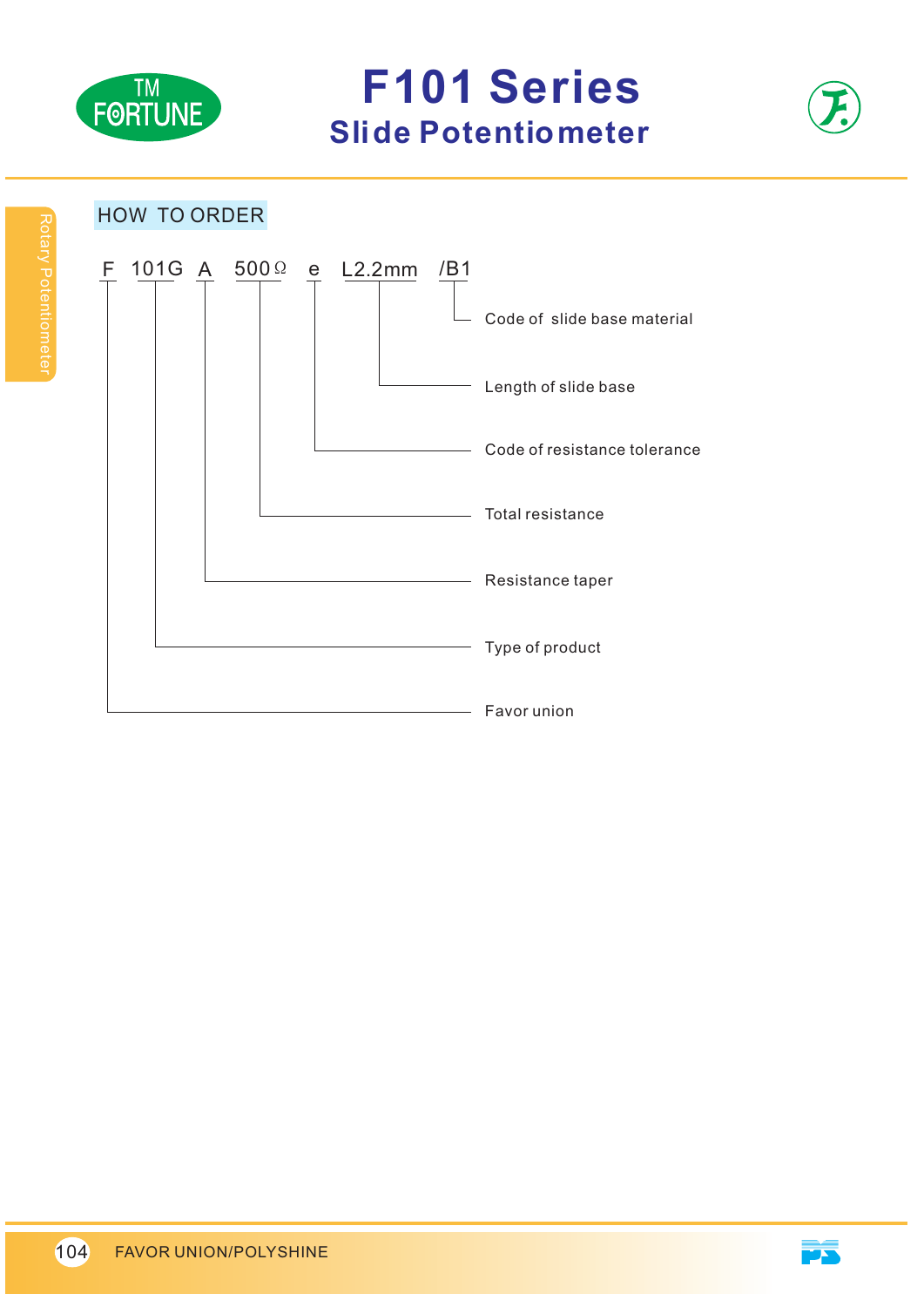# F101 Series

## Slide Potentiometer

### HOW TO ORDER

F 101G A 500Ω e L2.2mm /B1

- /B1 — Code of slide base material
- L2.2mm — Length of slide base
- e — Code of resistance tolerance
- 500Ω — Total resistance
- A — Resistance taper
- 101G — Type of product
- F — Favor union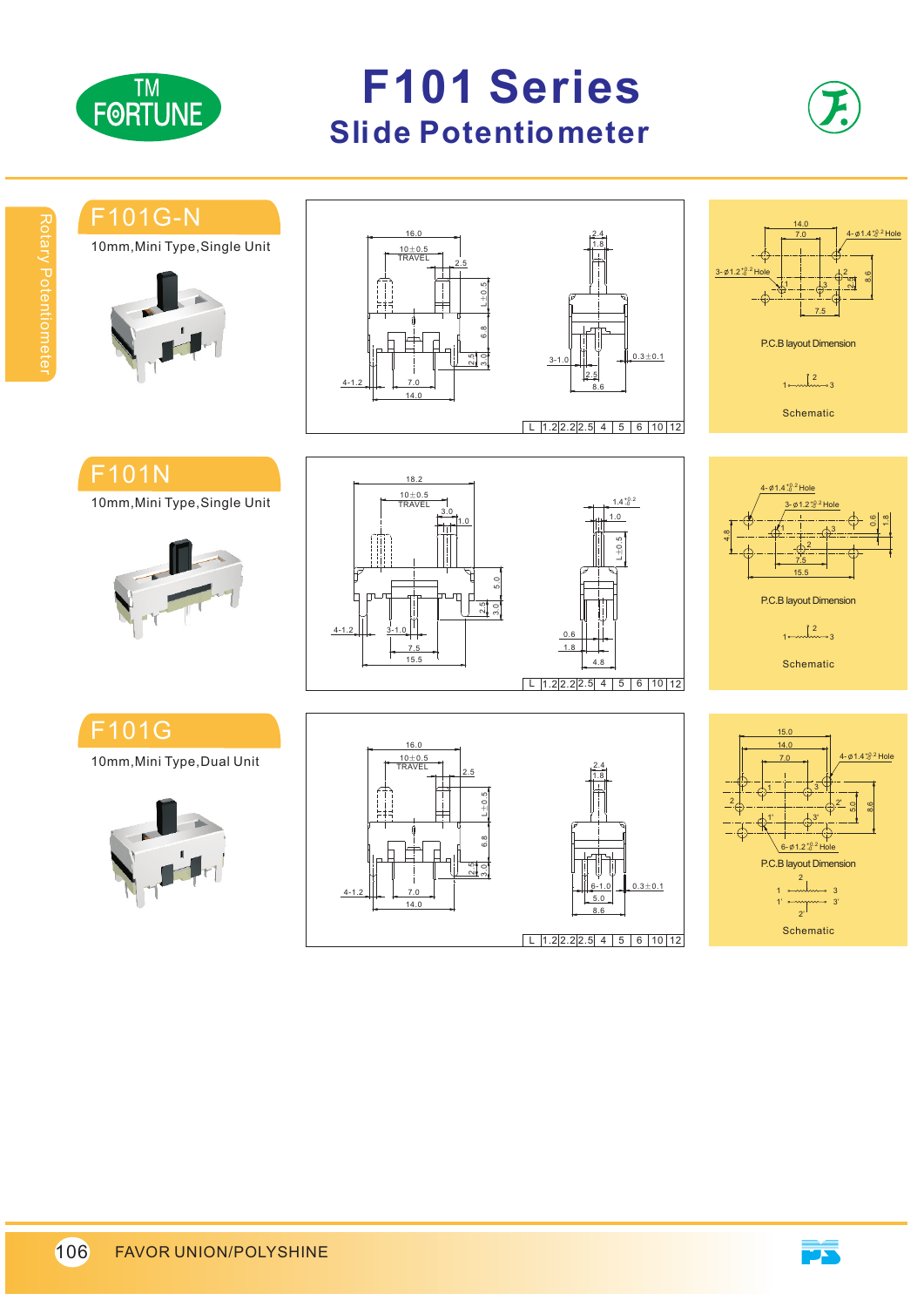# F101 Series

## Slide Potentiometer

Rotary Potentiometer

## F101G-N

10mm,Mini Type,Single Unit

16.0
10±0.5
TRAVEL
2.5
L±0.5
6.8
2.5
3.0
4-1.2
7.0
14.0

2.4
1.8
3-1.0
2.5
8.6
0.3±0.1

| L | 1.2 | 2.2 | 2.5 | 4 | 5 | 6 | 10 | 12 |
|---|---|---|---|---|---|---|---|---|

14.0
7.0
4-ø1.4 $^{+0.2}_{-0}$ Hole
3-ø1.2 $^{+0.2}_{-0}$ Hole
2.5
8.6
7.5

P.C.B layout Dimension

Schematic

## F101N

10mm,Mini Type,Single Unit

18.2
10±0.5
TRAVEL
3.0
1.0
5.0
2.5
3.0
4-1.2
3-1.0
7.5
15.5

1.4 $^{+0.2}_{-0}$
1.0
L±0.5
0.6
1.8
4.8

| L | 1.2 | 2.2 | 2.5 | 4 | 5 | 6 | 10 | 12 |
|---|---|---|---|---|---|---|---|---|

4-ø1.4 $^{+0.2}_{-0}$ Hole
3-ø1.2 $^{+0.2}_{-0}$ Hole
4.8
0.6
1.8
7.5
15.5

P.C.B layout Dimension

Schematic

## F101G

10mm,Mini Type,Dual Unit

16.0
10±0.5
TRAVEL
2.5
L±0.5
6.8
2.5
3.0
4-1.2
7.0
14.0

2.4
1.8
6-1.0
5.0
8.6
0.3±0.1

| L | 1.2 | 2.2 | 2.5 | 4 | 5 | 6 | 10 | 12 |
|---|---|---|---|---|---|---|---|---|

15.0
14.0
7.0
4-ø1.4 $^{+0.2}_{-0}$ Hole
5.0
8.6
6-ø1.2 $^{+0.2}_{-0}$ Hole

P.C.B layout Dimension

Schematic

FAVOR UNION/POLYSHINE